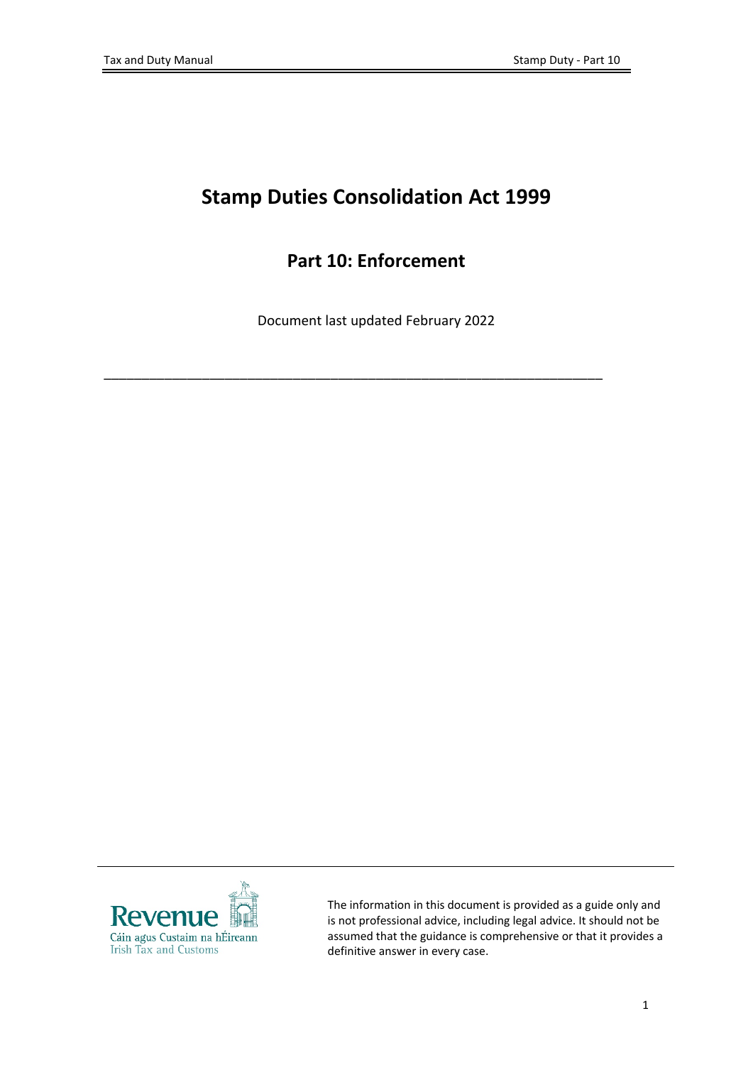# Stamp Duties Consolidation Act 1999

## Part 10: Enforcement

Document last updated February 2022

---

The information in this document is provided as a guide only and is not professional advice, including legal advice. It should not be assumed that the guidance is comprehensive or that it provides a definitive answer in every case.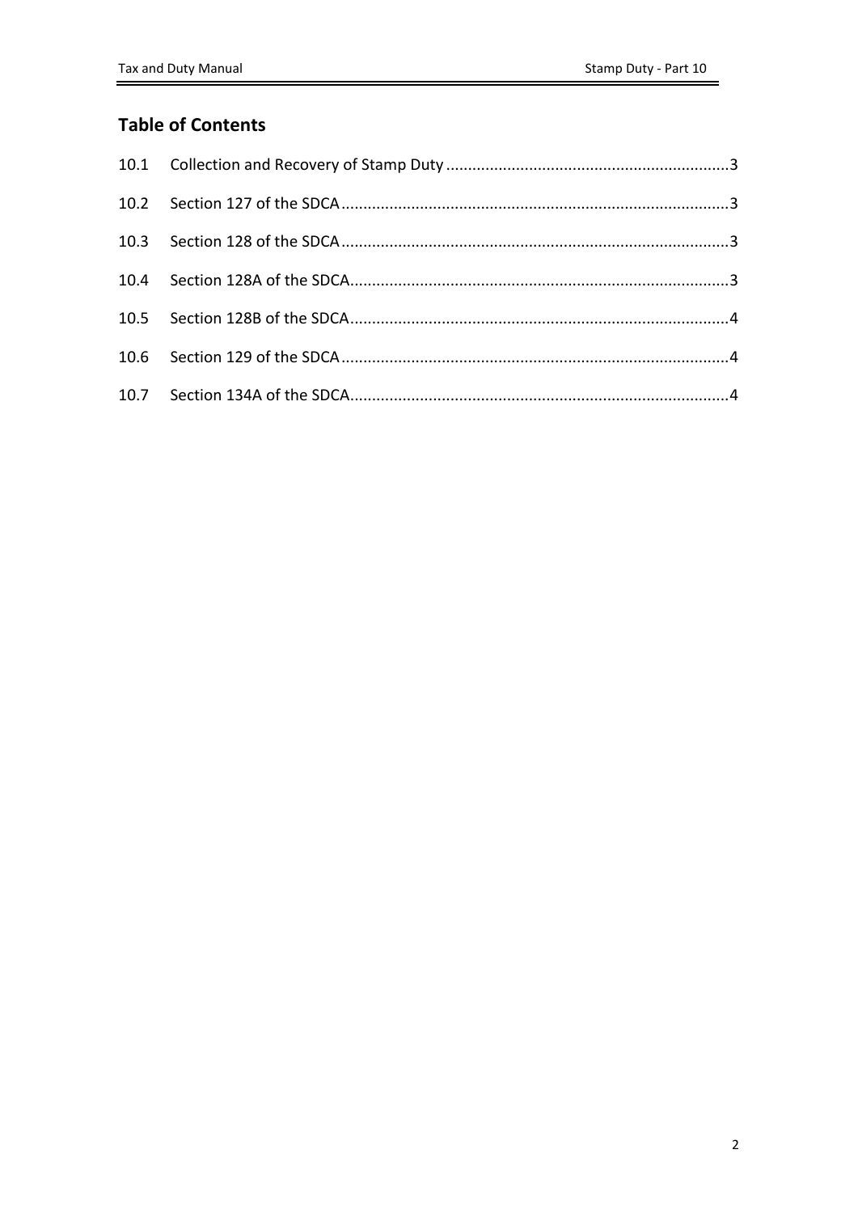## Table of Contents

10.1 Collection and Recovery of Stamp Duty ................................................................3

10.2 Section 127 of the SDCA........................................................................................3

10.3 Section 128 of the SDCA........................................................................................3

10.4 Section 128A of the SDCA......................................................................................3

10.5 Section 128B of the SDCA......................................................................................4

10.6 Section 129 of the SDCA........................................................................................4

10.7 Section 134A of the SDCA......................................................................................4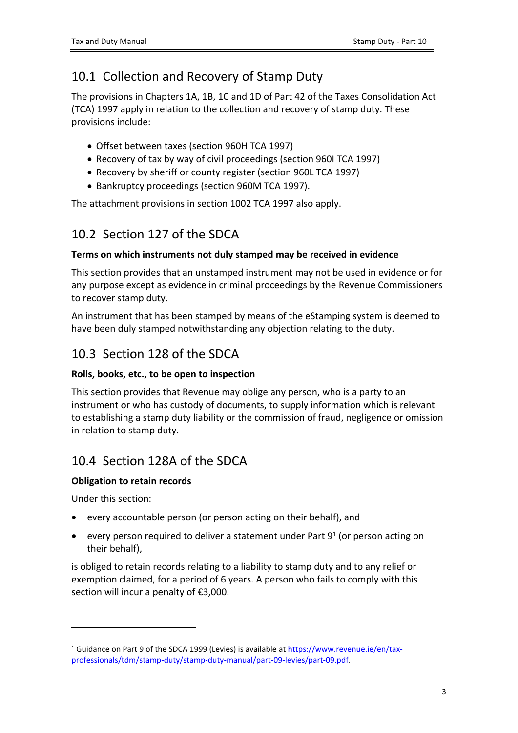## 10.1 Collection and Recovery of Stamp Duty

The provisions in Chapters 1A, 1B, 1C and 1D of Part 42 of the Taxes Consolidation Act (TCA) 1997 apply in relation to the collection and recovery of stamp duty. These provisions include:

- Offset between taxes (section 960H TCA 1997)
- Recovery of tax by way of civil proceedings (section 960I TCA 1997)
- Recovery by sheriff or county register (section 960L TCA 1997)
- Bankruptcy proceedings (section 960M TCA 1997).

The attachment provisions in section 1002 TCA 1997 also apply.

## 10.2 Section 127 of the SDCA

**Terms on which instruments not duly stamped may be received in evidence**

This section provides that an unstamped instrument may not be used in evidence or for any purpose except as evidence in criminal proceedings by the Revenue Commissioners to recover stamp duty.

An instrument that has been stamped by means of the eStamping system is deemed to have been duly stamped notwithstanding any objection relating to the duty.

## 10.3 Section 128 of the SDCA

**Rolls, books, etc., to be open to inspection**

This section provides that Revenue may oblige any person, who is a party to an instrument or who has custody of documents, to supply information which is relevant to establishing a stamp duty liability or the commission of fraud, negligence or omission in relation to stamp duty.

## 10.4 Section 128A of the SDCA

**Obligation to retain records**

Under this section:

- every accountable person (or person acting on their behalf), and
- every person required to deliver a statement under Part 9[1] (or person acting on their behalf),

is obliged to retain records relating to a liability to stamp duty and to any relief or exemption claimed, for a period of 6 years. A person who fails to comply with this section will incur a penalty of €3,000.

---

[1] Guidance on Part 9 of the SDCA 1999 (Levies) is available at https://www.revenue.ie/en/tax-professionals/tdm/stamp-duty/stamp-duty-manual/part-09-levies/part-09.pdf.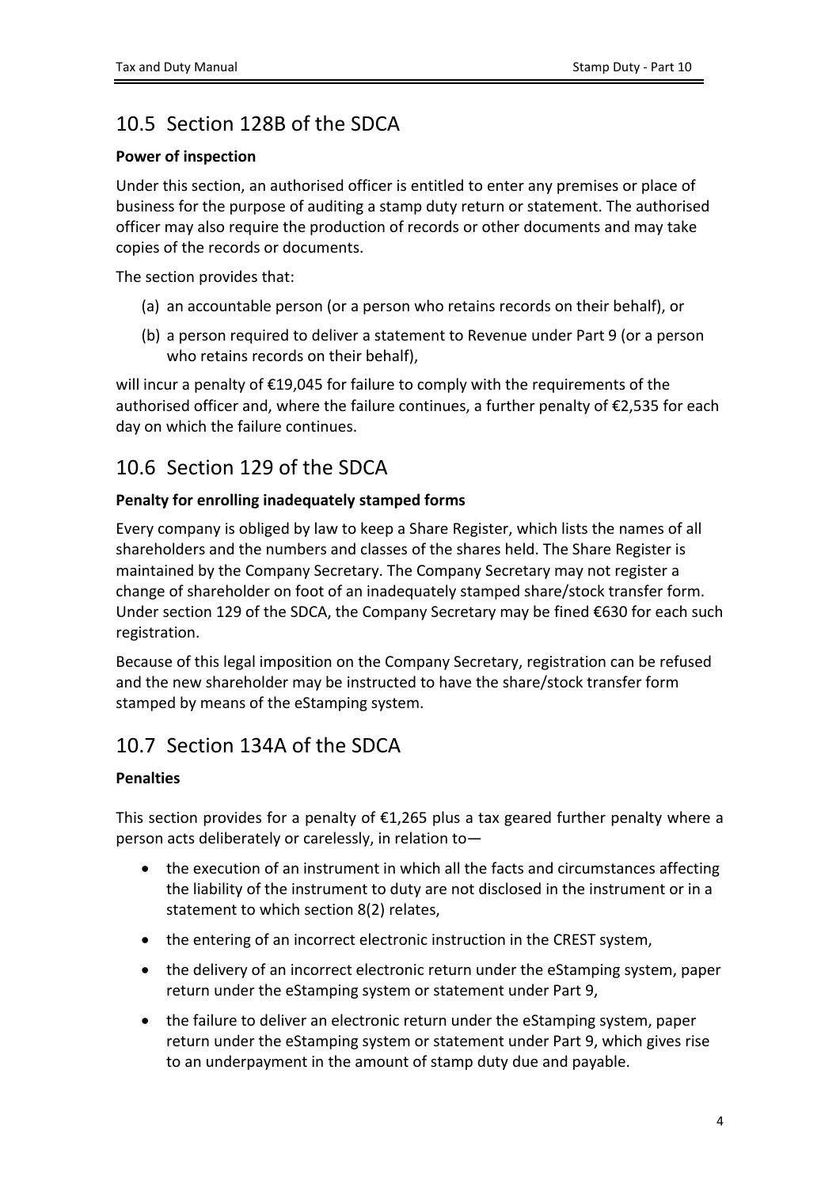## 10.5 Section 128B of the SDCA

**Power of inspection**

Under this section, an authorised officer is entitled to enter any premises or place of business for the purpose of auditing a stamp duty return or statement. The authorised officer may also require the production of records or other documents and may take copies of the records or documents.

The section provides that:

(a) an accountable person (or a person who retains records on their behalf), or

(b) a person required to deliver a statement to Revenue under Part 9 (or a person who retains records on their behalf),

will incur a penalty of €19,045 for failure to comply with the requirements of the authorised officer and, where the failure continues, a further penalty of €2,535 for each day on which the failure continues.

## 10.6 Section 129 of the SDCA

**Penalty for enrolling inadequately stamped forms**

Every company is obliged by law to keep a Share Register, which lists the names of all shareholders and the numbers and classes of the shares held. The Share Register is maintained by the Company Secretary. The Company Secretary may not register a change of shareholder on foot of an inadequately stamped share/stock transfer form. Under section 129 of the SDCA, the Company Secretary may be fined €630 for each such registration.

Because of this legal imposition on the Company Secretary, registration can be refused and the new shareholder may be instructed to have the share/stock transfer form stamped by means of the eStamping system.

## 10.7 Section 134A of the SDCA

**Penalties**

This section provides for a penalty of €1,265 plus a tax geared further penalty where a person acts deliberately or carelessly, in relation to—

- the execution of an instrument in which all the facts and circumstances affecting the liability of the instrument to duty are not disclosed in the instrument or in a statement to which section 8(2) relates,
- the entering of an incorrect electronic instruction in the CREST system,
- the delivery of an incorrect electronic return under the eStamping system, paper return under the eStamping system or statement under Part 9,
- the failure to deliver an electronic return under the eStamping system, paper return under the eStamping system or statement under Part 9, which gives rise to an underpayment in the amount of stamp duty due and payable.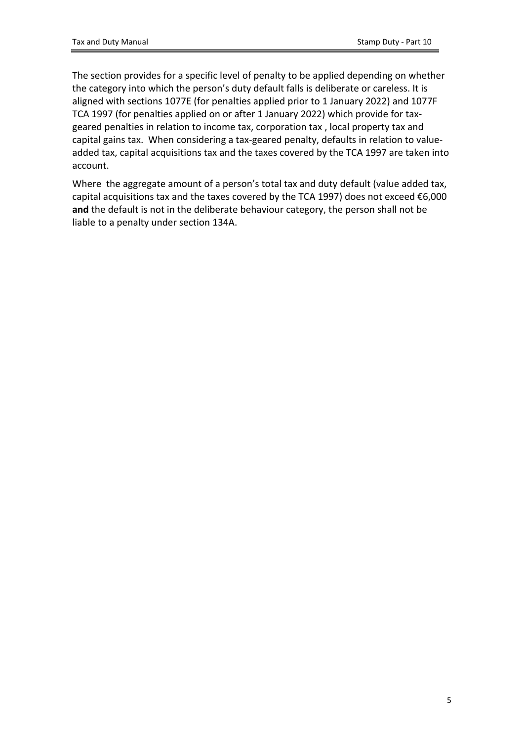The section provides for a specific level of penalty to be applied depending on whether the category into which the person's duty default falls is deliberate or careless. It is aligned with sections 1077E (for penalties applied prior to 1 January 2022) and 1077F TCA 1997 (for penalties applied on or after 1 January 2022) which provide for tax-geared penalties in relation to income tax, corporation tax , local property tax and capital gains tax. When considering a tax-geared penalty, defaults in relation to value-added tax, capital acquisitions tax and the taxes covered by the TCA 1997 are taken into account.

Where the aggregate amount of a person's total tax and duty default (value added tax, capital acquisitions tax and the taxes covered by the TCA 1997) does not exceed €6,000 **and** the default is not in the deliberate behaviour category, the person shall not be liable to a penalty under section 134A.